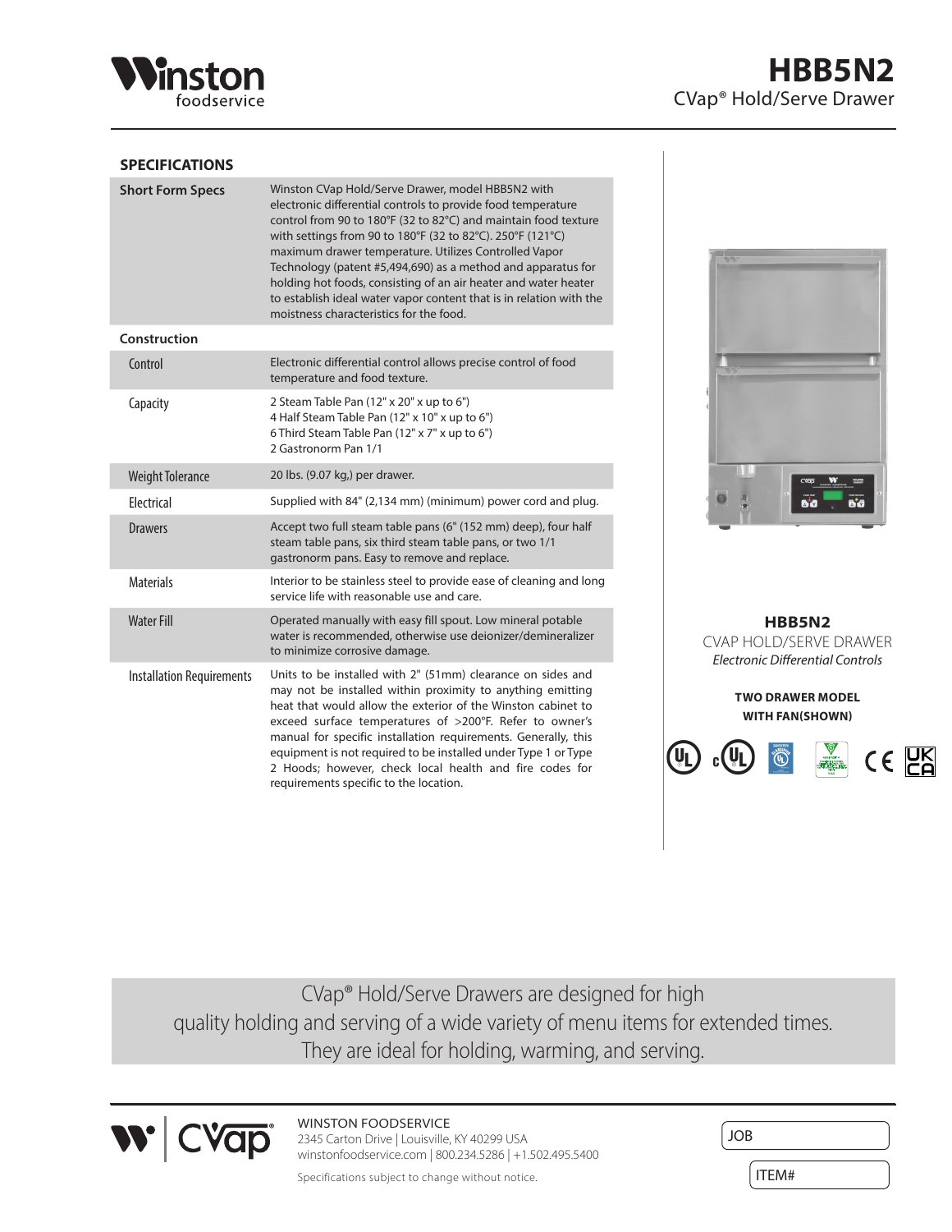Winston foodservice

# HBB5N2

CVap® Hold/Serve Drawer

## SPECIFICATIONS

| | |
|---|---|
| **Short Form Specs** | Winston CVap Hold/Serve Drawer, model HBB5N2 with electronic differential controls to provide food temperature control from 90 to 180°F (32 to 82°C) and maintain food texture with settings from 90 to 180°F (32 to 82°C). 250°F (121°C) maximum drawer temperature. Utilizes Controlled Vapor Technology (patent #5,494,690) as a method and apparatus for holding hot foods, consisting of an air heater and water heater to establish ideal water vapor content that is in relation with the moistness characteristics for the food. |
| **Construction** | |
| Control | Electronic differential control allows precise control of food temperature and food texture. |
| Capacity | 2 Steam Table Pan (12" x 20" x up to 6")<br>4 Half Steam Table Pan (12" x 10" x up to 6")<br>6 Third Steam Table Pan (12" x 7" x up to 6")<br>2 Gastronorm Pan 1/1 |
| Weight Tolerance | 20 lbs. (9.07 kg,) per drawer. |
| Electrical | Supplied with 84" (2,134 mm) (minimum) power cord and plug. |
| Drawers | Accept two full steam table pans (6" (152 mm) deep), four half steam table pans, six third steam table pans, or two 1/1 gastronorm pans. Easy to remove and replace. |
| Materials | Interior to be stainless steel to provide ease of cleaning and long service life with reasonable use and care. |
| Water Fill | Operated manually with easy fill spout. Low mineral potable water is recommended, otherwise use deionizer/demineralizer to minimize corrosive damage. |
| Installation Requirements | Units to be installed with 2" (51mm) clearance on sides and may not be installed within proximity to anything emitting heat that would allow the exterior of the Winston cabinet to exceed surface temperatures of >200°F. Refer to owner's manual for specific installation requirements. Generally, this equipment is not required to be installed under Type 1 or Type 2 Hoods; however, check local health and fire codes for requirements specific to the location. |

**HBB5N2**

CVAP HOLD/SERVE DRAWER

*Electronic Differential Controls*

**TWO DRAWER MODEL WITH FAN(SHOWN)**

CVap® Hold/Serve Drawers are designed for high quality holding and serving of a wide variety of menu items for extended times. They are ideal for holding, warming, and serving.

WINSTON FOODSERVICE
2345 Carton Drive | Louisville, KY 40299 USA
winstonfoodservice.com | 800.234.5286 | +1.502.495.5400

Specifications subject to change without notice.

JOB

ITEM#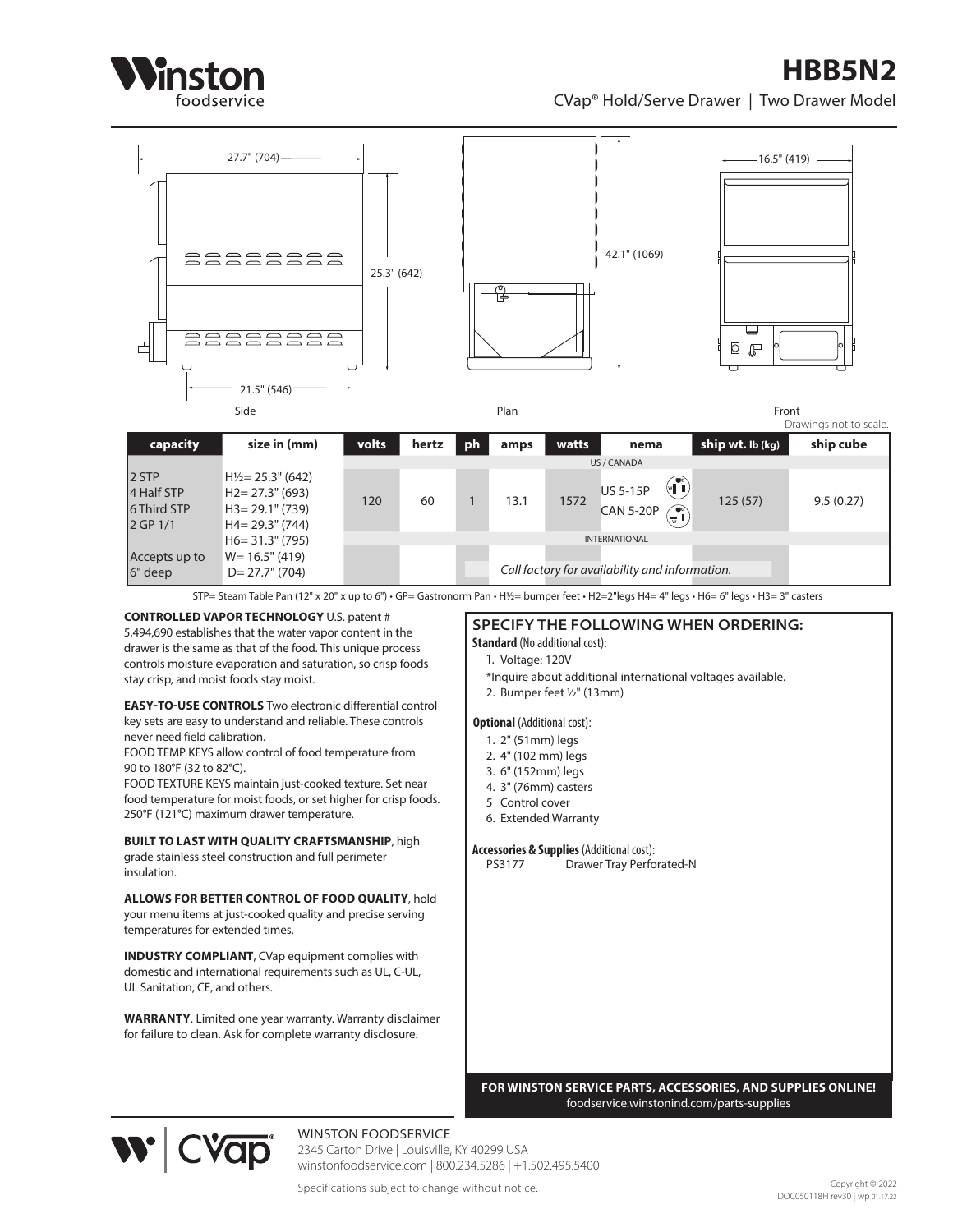# HBB5N2

CVap® Hold/Serve Drawer | Two Drawer Model

27.7" (704)

25.3" (642)

21.5" (546)

42.1" (1069)

16.5" (419)

Side

Plan

Front

Drawings not to scale.

| capacity | size in (mm) | volts | hertz | ph | amps | watts | nema | ship wt. lb (kg) | ship cube |
|---|---|---|---|---|---|---|---|---|---|
| | | US / CANADA | | | | | | | |
| 2 STP<br>4 Half STP<br>6 Third STP<br>2 GP 1/1 | H½= 25.3" (642)<br>H2= 27.3" (693)<br>H3= 29.1" (739)<br>H4= 29.3" (744)<br>H6= 31.3" (795) | 120 | 60 | 1 | 13.1 | 1572 | US 5-15P<br>CAN 5-20P | 125 (57) | 9.5 (0.27) |
| | | INTERNATIONAL | | | | | | | |
| Accepts up to 6" deep | W= 16.5" (419)<br>D= 27.7" (704) | | | | *Call factory for availability and information.* | | | | |

STP= Steam Table Pan (12" x 20" x up to 6") • GP= Gastronorm Pan • H½= bumper feet • H2=2"legs H4= 4" legs • H6= 6" legs • H3= 3" casters

**CONTROLLED VAPOR TECHNOLOGY** U.S. patent # 5,494,690 establishes that the water vapor content in the drawer is the same as that of the food. This unique process controls moisture evaporation and saturation, so crisp foods stay crisp, and moist foods stay moist.

**EASY-TO-USE CONTROLS** Two electronic differential control key sets are easy to understand and reliable. These controls never need field calibration.
FOOD TEMP KEYS allow control of food temperature from 90 to 180°F (32 to 82°C).
FOOD TEXTURE KEYS maintain just-cooked texture. Set near food temperature for moist foods, or set higher for crisp foods. 250°F (121°C) maximum drawer temperature.

**BUILT TO LAST WITH QUALITY CRAFTSMANSHIP**, high grade stainless steel construction and full perimeter insulation.

**ALLOWS FOR BETTER CONTROL OF FOOD QUALITY**, hold your menu items at just-cooked quality and precise serving temperatures for extended times.

**INDUSTRY COMPLIANT**, CVap equipment complies with domestic and international requirements such as UL, C-UL, UL Sanitation, CE, and others.

**WARRANTY**. Limited one year warranty. Warranty disclaimer for failure to clean. Ask for complete warranty disclosure.

## SPECIFY THE FOLLOWING WHEN ORDERING:

**Standard** (No additional cost):

1. Voltage: 120V
   *Inquire about additional international voltages available.
2. Bumper feet ½" (13mm)

**Optional** (Additional cost):

1. 2" (51mm) legs
2. 4" (102 mm) legs
3. 6" (152mm) legs
4. 3" (76mm) casters
5. Control cover
6. Extended Warranty

**Accessories & Supplies** (Additional cost):

PS3177 Drawer Tray Perforated-N

**FOR WINSTON SERVICE PARTS, ACCESSORIES, AND SUPPLIES ONLINE!**
foodservice.winstonind.com/parts-supplies

WINSTON FOODSERVICE
2345 Carton Drive | Louisville, KY 40299 USA
winstonfoodservice.com | 800.234.5286 | +1.502.495.5400

Specifications subject to change without notice.

Copyright © 2022
DOC050118H rev30 | wp 01.17.22